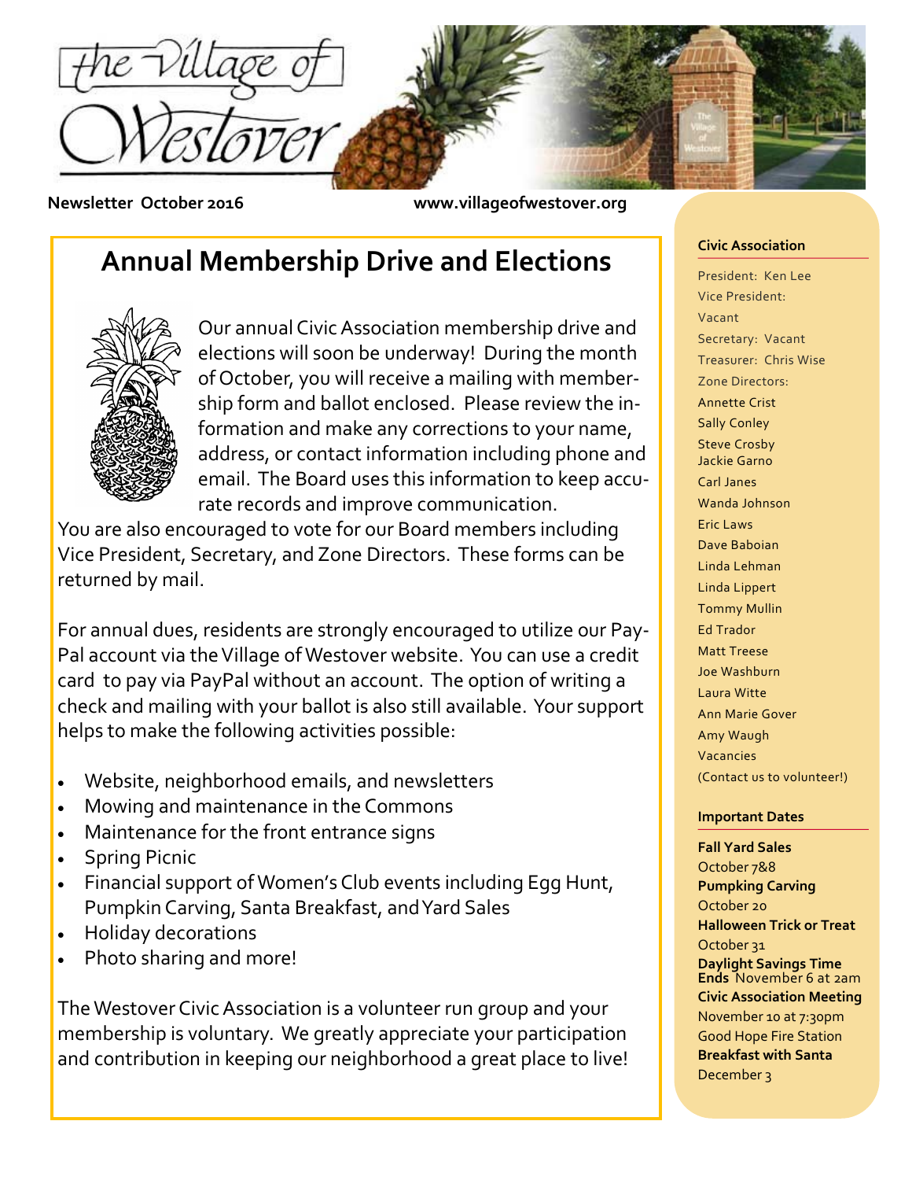# the Village of Westover

**Newsletter October 2016** **www.villageofwestover.org**

## Annual Membership Drive and Elections

Our annual Civic Association membership drive and elections will soon be underway! During the month of October, you will receive a mailing with membership form and ballot enclosed. Please review the information and make any corrections to your name, address, or contact information including phone and email. The Board uses this information to keep accurate records and improve communication.

You are also encouraged to vote for our Board members including Vice President, Secretary, and Zone Directors. These forms can be returned by mail.

For annual dues, residents are strongly encouraged to utilize our PayPal account via the Village of Westover website. You can use a credit card to pay via PayPal without an account. The option of writing a check and mailing with your ballot is also still available. Your support helps to make the following activities possible:

- Website, neighborhood emails, and newsletters
- Mowing and maintenance in the Commons
- Maintenance for the front entrance signs
- Spring Picnic
- Financial support of Women's Club events including Egg Hunt, Pumpkin Carving, Santa Breakfast, and Yard Sales
- Holiday decorations
- Photo sharing and more!

The Westover Civic Association is a volunteer run group and your membership is voluntary. We greatly appreciate your participation and contribution in keeping our neighborhood a great place to live!

**Civic Association**

President: Ken Lee
Vice President: Vacant
Secretary: Vacant
Treasurer: Chris Wise
Zone Directors:
Annette Crist
Sally Conley
Steve Crosby
Jackie Garno
Carl Janes
Wanda Johnson
Eric Laws
Dave Baboian
Linda Lehman
Linda Lippert
Tommy Mullin
Ed Trador
Matt Treese
Joe Washburn
Laura Witte
Ann Marie Gover
Amy Waugh
Vacancies
(Contact us to volunteer!)

**Important Dates**

**Fall Yard Sales**
October 7&8
**Pumpking Carving**
October 20
**Halloween Trick or Treat**
October 31
**Daylight Savings Time Ends** November 6 at 2am
**Civic Association Meeting**
November 10 at 7:30pm
Good Hope Fire Station
**Breakfast with Santa**
December 3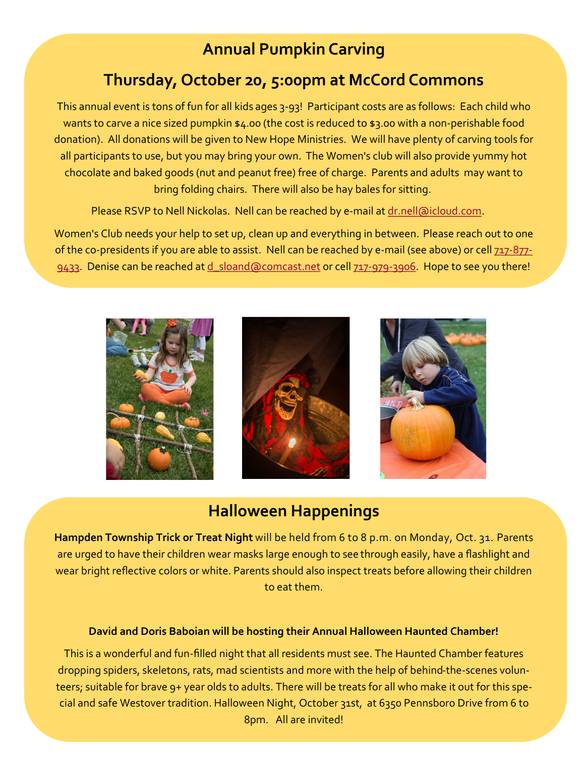## Annual Pumpkin Carving

## Thursday, October 20, 5:00pm at McCord Commons

This annual event is tons of fun for all kids ages 3-93! Participant costs are as follows: Each child who wants to carve a nice sized pumpkin $4.00 (the cost is reduced to $3.00 with a non-perishable food donation). All donations will be given to New Hope Ministries. We will have plenty of carving tools for all participants to use, but you may bring your own. The Women's club will also provide yummy hot chocolate and baked goods (nut and peanut free) free of charge. Parents and adults may want to bring folding chairs. There will also be hay bales for sitting.

Please RSVP to Nell Nickolas. Nell can be reached by e-mail at dr.nell@icloud.com.

Women's Club needs your help to set up, clean up and everything in between. Please reach out to one of the co-presidents if you are able to assist. Nell can be reached by e-mail (see above) or cell 717-877-9433. Denise can be reached at d_sloand@comcast.net or cell 717-979-3906. Hope to see you there!

## Halloween Happenings

**Hampden Township Trick or Treat Night** will be held from 6 to 8 p.m. on Monday, Oct. 31. Parents are urged to have their children wear masks large enough to see through easily, have a flashlight and wear bright reflective colors or white. Parents should also inspect treats before allowing their children to eat them.

**David and Doris Baboian will be hosting their Annual Halloween Haunted Chamber!**

This is a wonderful and fun-filled night that all residents must see. The Haunted Chamber features dropping spiders, skeletons, rats, mad scientists and more with the help of behind-the-scenes volunteers; suitable for brave 9+ year olds to adults. There will be treats for all who make it out for this special and safe Westover tradition. Halloween Night, October 31st, at 6350 Pennsboro Drive from 6 to 8pm. All are invited!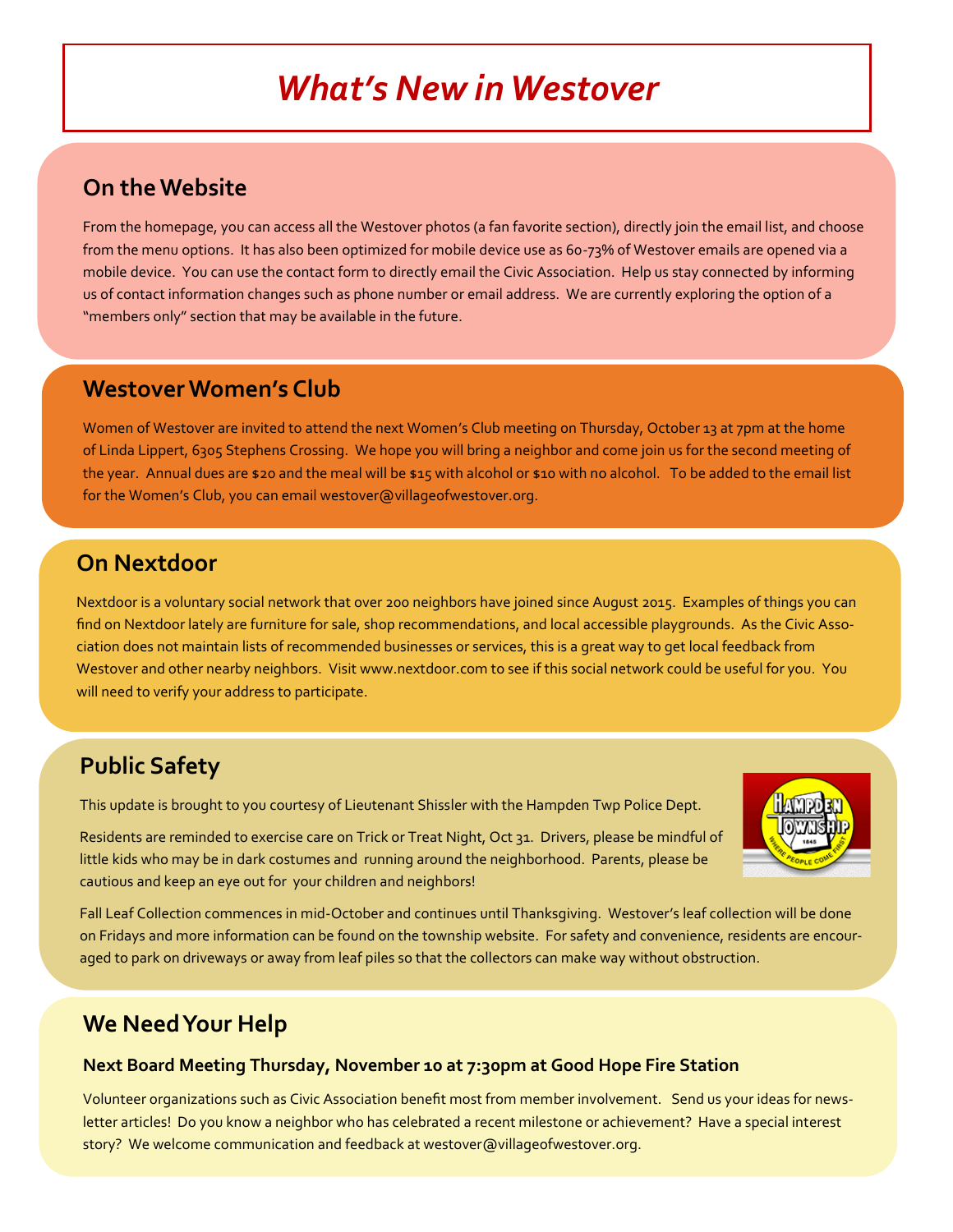# *What's New in Westover*

## On the Website

From the homepage, you can access all the Westover photos (a fan favorite section), directly join the email list, and choose from the menu options. It has also been optimized for mobile device use as 60-73% of Westover emails are opened via a mobile device. You can use the contact form to directly email the Civic Association. Help us stay connected by informing us of contact information changes such as phone number or email address. We are currently exploring the option of a "members only" section that may be available in the future.

## Westover Women's Club

Women of Westover are invited to attend the next Women's Club meeting on Thursday, October 13 at 7pm at the home of Linda Lippert, 6305 Stephens Crossing. We hope you will bring a neighbor and come join us for the second meeting of the year. Annual dues are $20 and the meal will be $15 with alcohol or $10 with no alcohol. To be added to the email list for the Women's Club, you can email westover@villageofwestover.org.

## On Nextdoor

Nextdoor is a voluntary social network that over 200 neighbors have joined since August 2015. Examples of things you can find on Nextdoor lately are furniture for sale, shop recommendations, and local accessible playgrounds. As the Civic Association does not maintain lists of recommended businesses or services, this is a great way to get local feedback from Westover and other nearby neighbors. Visit www.nextdoor.com to see if this social network could be useful for you. You will need to verify your address to participate.

## Public Safety

This update is brought to you courtesy of Lieutenant Shissler with the Hampden Twp Police Dept.

Residents are reminded to exercise care on Trick or Treat Night, Oct 31. Drivers, please be mindful of little kids who may be in dark costumes and running around the neighborhood. Parents, please be cautious and keep an eye out for your children and neighbors!

Fall Leaf Collection commences in mid-October and continues until Thanksgiving. Westover's leaf collection will be done on Fridays and more information can be found on the township website. For safety and convenience, residents are encouraged to park on driveways or away from leaf piles so that the collectors can make way without obstruction.

## We Need Your Help

### Next Board Meeting Thursday, November 10 at 7:30pm at Good Hope Fire Station

Volunteer organizations such as Civic Association benefit most from member involvement. Send us your ideas for newsletter articles! Do you know a neighbor who has celebrated a recent milestone or achievement? Have a special interest story? We welcome communication and feedback at westover@villageofwestover.org.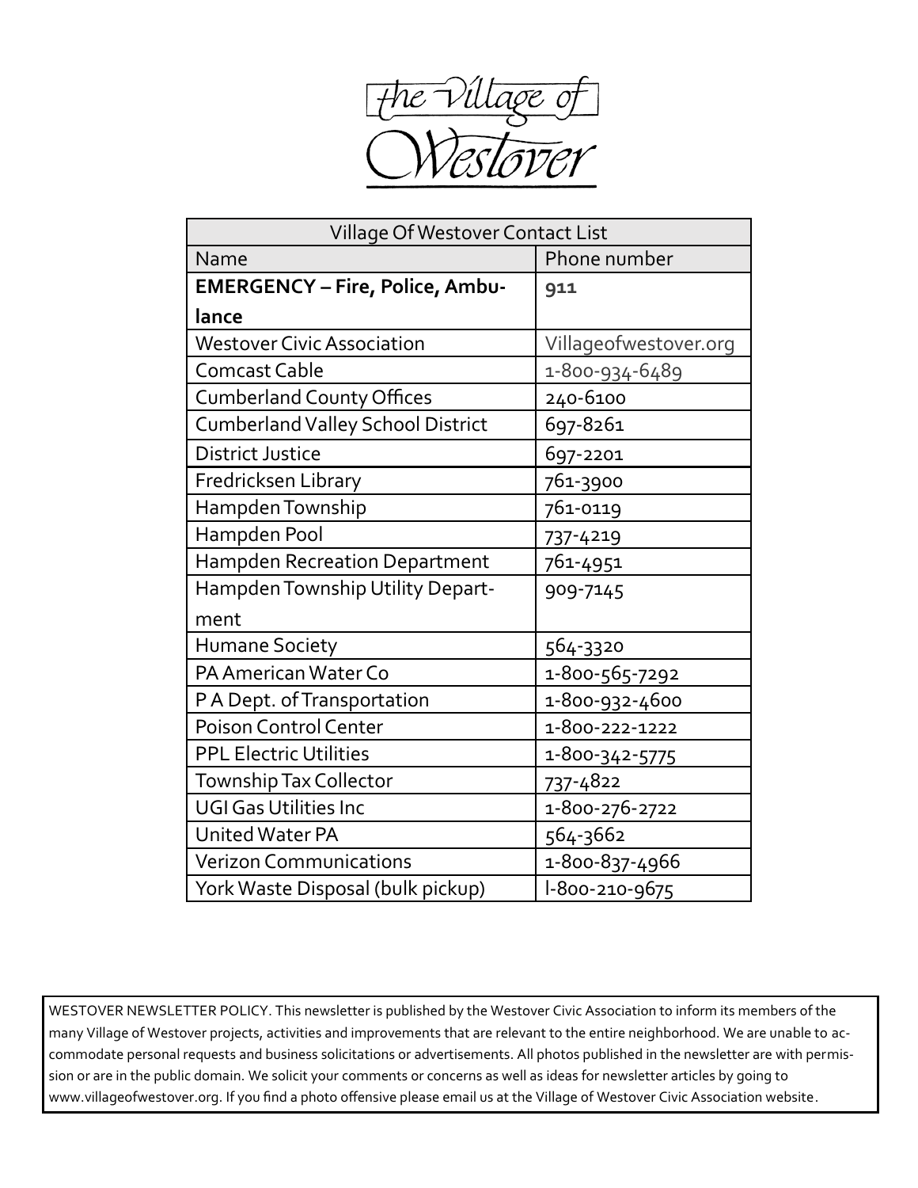the Village of Westover

| Village Of Westover Contact List | |
|---|---|
| Name | Phone number |
| **EMERGENCY – Fire, Police, Ambulance** | **911** |
| Westover Civic Association | Villageofwestover.org |
| Comcast Cable | 1-800-934-6489 |
| Cumberland County Offices | 240-6100 |
| Cumberland Valley School District | 697-8261 |
| District Justice | 697-2201 |
| Fredricksen Library | 761-3900 |
| Hampden Township | 761-0119 |
| Hampden Pool | 737-4219 |
| Hampden Recreation Department | 761-4951 |
| Hampden Township Utility Department | 909-7145 |
| Humane Society | 564-3320 |
| PA American Water Co | 1-800-565-7292 |
| P A Dept. of Transportation | 1-800-932-4600 |
| Poison Control Center | 1-800-222-1222 |
| PPL Electric Utilities | 1-800-342-5775 |
| Township Tax Collector | 737-4822 |
| UGI Gas Utilities Inc | 1-800-276-2722 |
| United Water PA | 564-3662 |
| Verizon Communications | 1-800-837-4966 |
| York Waste Disposal (bulk pickup) | l-800-210-9675 |

WESTOVER NEWSLETTER POLICY. This newsletter is published by the Westover Civic Association to inform its members of the many Village of Westover projects, activities and improvements that are relevant to the entire neighborhood. We are unable to accommodate personal requests and business solicitations or advertisements. All photos published in the newsletter are with permission or are in the public domain. We solicit your comments or concerns as well as ideas for newsletter articles by going to www.villageofwestover.org. If you find a photo offensive please email us at the Village of Westover Civic Association website.